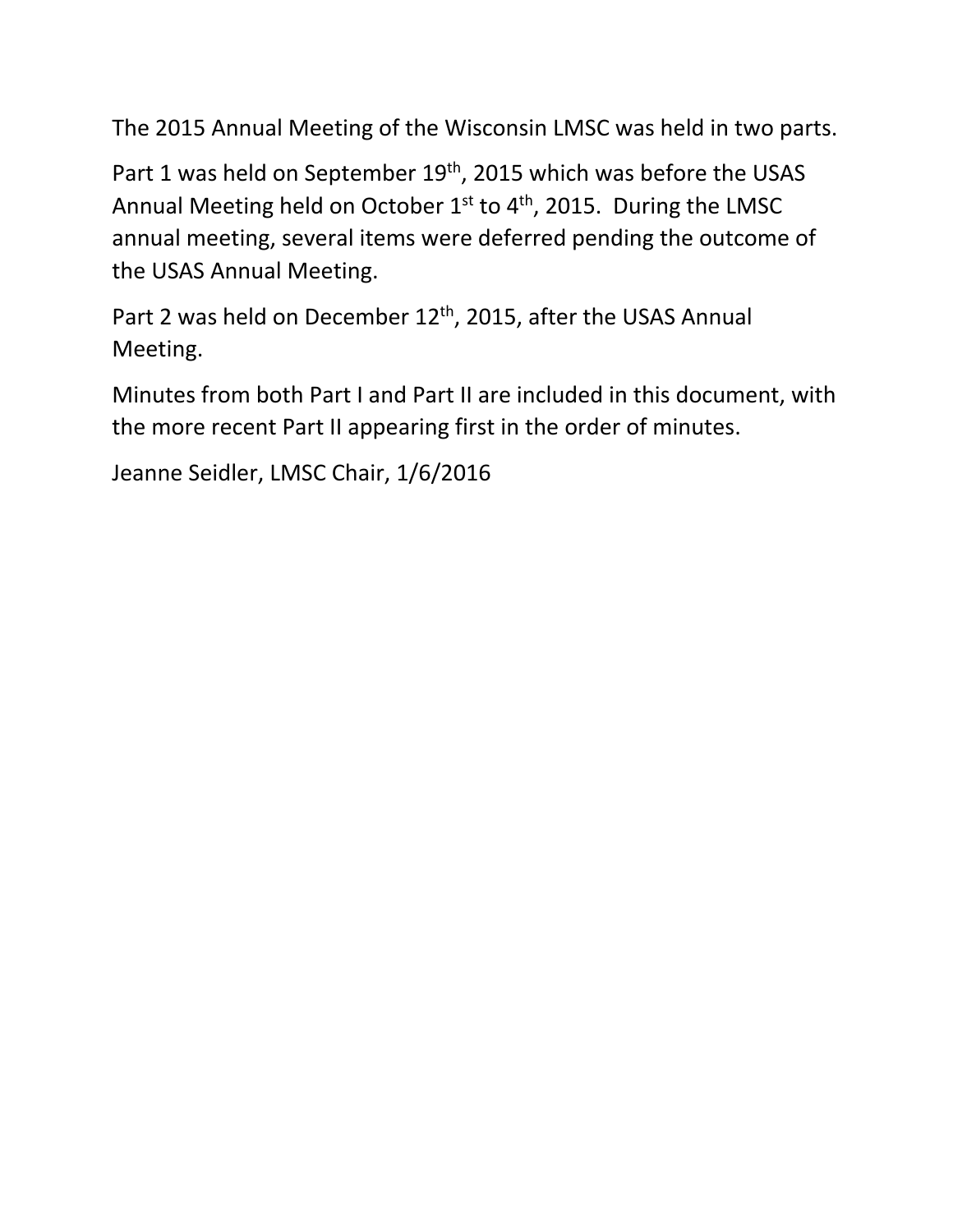The 2015 Annual Meeting of the Wisconsin LMSC was held in two parts.

Part 1 was held on September 19th, 2015 which was before the USAS Annual Meeting held on October 1st to 4th, 2015. During the LMSC annual meeting, several items were deferred pending the outcome of the USAS Annual Meeting.

Part 2 was held on December 12th, 2015, after the USAS Annual Meeting.

Minutes from both Part I and Part II are included in this document, with the more recent Part II appearing first in the order of minutes.

Jeanne Seidler, LMSC Chair, 1/6/2016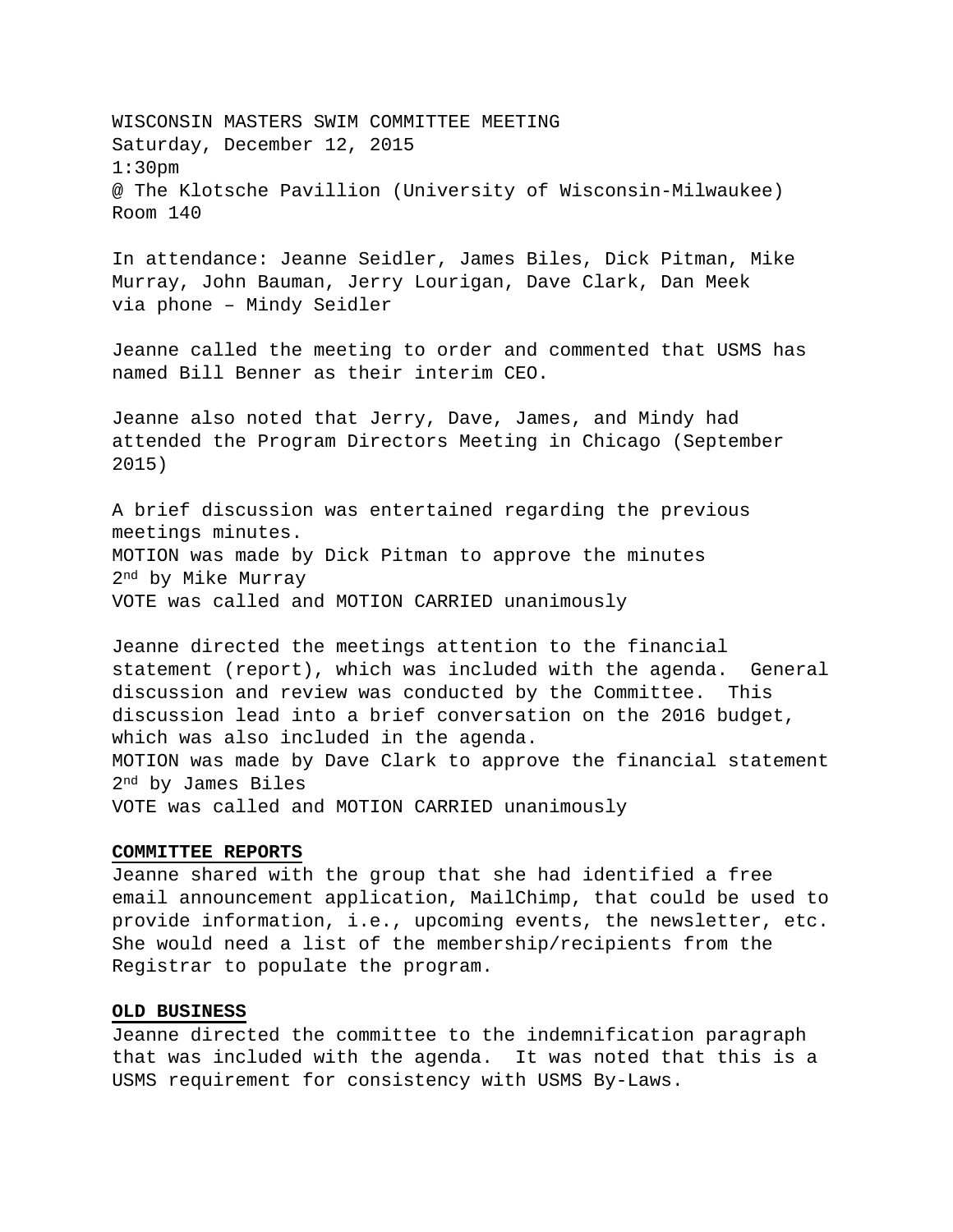WISCONSIN MASTERS SWIM COMMITTEE MEETING
Saturday, December 12, 2015
1:30pm
@ The Klotsche Pavillion (University of Wisconsin-Milwaukee)
Room 140

In attendance: Jeanne Seidler, James Biles, Dick Pitman, Mike Murray, John Bauman, Jerry Lourigan, Dave Clark, Dan Meek
via phone – Mindy Seidler

Jeanne called the meeting to order and commented that USMS has named Bill Benner as their interim CEO.

Jeanne also noted that Jerry, Dave, James, and Mindy had attended the Program Directors Meeting in Chicago (September 2015)

A brief discussion was entertained regarding the previous meetings minutes.
MOTION was made by Dick Pitman to approve the minutes
2nd by Mike Murray
VOTE was called and MOTION CARRIED unanimously

Jeanne directed the meetings attention to the financial statement (report), which was included with the agenda. General discussion and review was conducted by the Committee. This discussion lead into a brief conversation on the 2016 budget, which was also included in the agenda.
MOTION was made by Dave Clark to approve the financial statement
2nd by James Biles
VOTE was called and MOTION CARRIED unanimously

**COMMITTEE REPORTS**

Jeanne shared with the group that she had identified a free email announcement application, MailChimp, that could be used to provide information, i.e., upcoming events, the newsletter, etc. She would need a list of the membership/recipients from the Registrar to populate the program.

**OLD BUSINESS**

Jeanne directed the committee to the indemnification paragraph that was included with the agenda. It was noted that this is a USMS requirement for consistency with USMS By-Laws.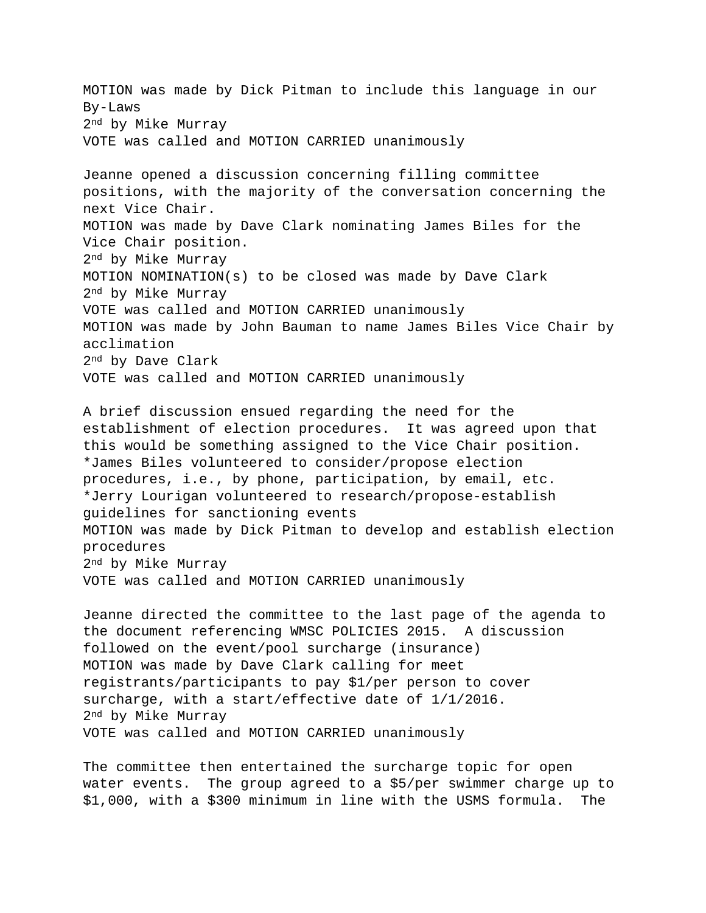MOTION was made by Dick Pitman to include this language in our By-Laws
2nd by Mike Murray
VOTE was called and MOTION CARRIED unanimously

Jeanne opened a discussion concerning filling committee positions, with the majority of the conversation concerning the next Vice Chair.
MOTION was made by Dave Clark nominating James Biles for the Vice Chair position.
2nd by Mike Murray
MOTION NOMINATION(s) to be closed was made by Dave Clark
2nd by Mike Murray
VOTE was called and MOTION CARRIED unanimously
MOTION was made by John Bauman to name James Biles Vice Chair by acclimation
2nd by Dave Clark
VOTE was called and MOTION CARRIED unanimously

A brief discussion ensued regarding the need for the establishment of election procedures. It was agreed upon that this would be something assigned to the Vice Chair position.
*James Biles volunteered to consider/propose election procedures, i.e., by phone, participation, by email, etc.
*Jerry Lourigan volunteered to research/propose-establish guidelines for sanctioning events
MOTION was made by Dick Pitman to develop and establish election procedures
2nd by Mike Murray
VOTE was called and MOTION CARRIED unanimously

Jeanne directed the committee to the last page of the agenda to the document referencing WMSC POLICIES 2015. A discussion followed on the event/pool surcharge (insurance)
MOTION was made by Dave Clark calling for meet registrants/participants to pay $1/per person to cover surcharge, with a start/effective date of 1/1/2016.
2nd by Mike Murray
VOTE was called and MOTION CARRIED unanimously

The committee then entertained the surcharge topic for open water events. The group agreed to a $5/per swimmer charge up to $1,000, with a $300 minimum in line with the USMS formula. The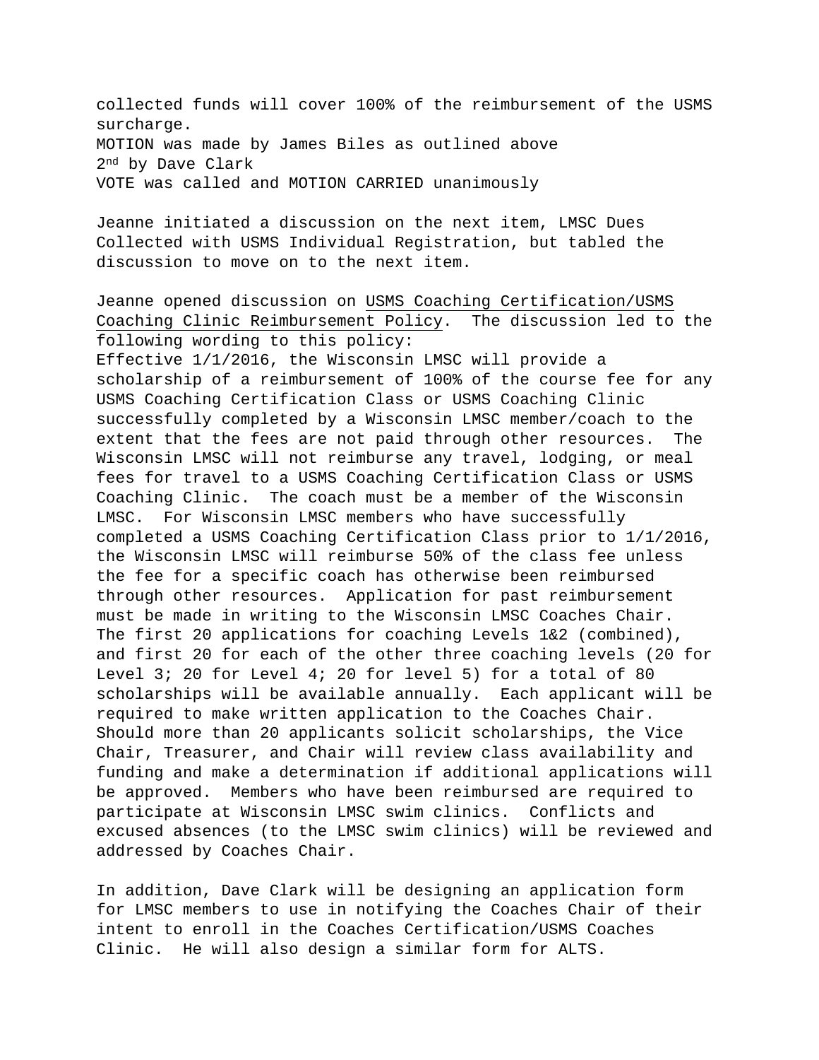collected funds will cover 100% of the reimbursement of the USMS surcharge.
MOTION was made by James Biles as outlined above
2nd by Dave Clark
VOTE was called and MOTION CARRIED unanimously

Jeanne initiated a discussion on the next item, LMSC Dues Collected with USMS Individual Registration, but tabled the discussion to move on to the next item.

Jeanne opened discussion on USMS Coaching Certification/USMS Coaching Clinic Reimbursement Policy. The discussion led to the following wording to this policy:
Effective 1/1/2016, the Wisconsin LMSC will provide a scholarship of a reimbursement of 100% of the course fee for any USMS Coaching Certification Class or USMS Coaching Clinic successfully completed by a Wisconsin LMSC member/coach to the extent that the fees are not paid through other resources. The Wisconsin LMSC will not reimburse any travel, lodging, or meal fees for travel to a USMS Coaching Certification Class or USMS Coaching Clinic. The coach must be a member of the Wisconsin LMSC. For Wisconsin LMSC members who have successfully completed a USMS Coaching Certification Class prior to 1/1/2016, the Wisconsin LMSC will reimburse 50% of the class fee unless the fee for a specific coach has otherwise been reimbursed through other resources. Application for past reimbursement must be made in writing to the Wisconsin LMSC Coaches Chair. The first 20 applications for coaching Levels 1&2 (combined), and first 20 for each of the other three coaching levels (20 for Level 3; 20 for Level 4; 20 for level 5) for a total of 80 scholarships will be available annually. Each applicant will be required to make written application to the Coaches Chair. Should more than 20 applicants solicit scholarships, the Vice Chair, Treasurer, and Chair will review class availability and funding and make a determination if additional applications will be approved. Members who have been reimbursed are required to participate at Wisconsin LMSC swim clinics. Conflicts and excused absences (to the LMSC swim clinics) will be reviewed and addressed by Coaches Chair.

In addition, Dave Clark will be designing an application form for LMSC members to use in notifying the Coaches Chair of their intent to enroll in the Coaches Certification/USMS Coaches Clinic. He will also design a similar form for ALTS.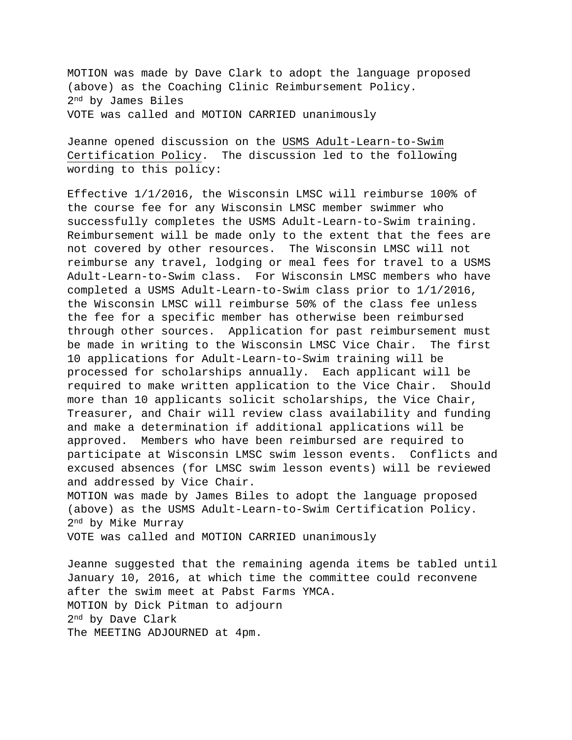MOTION was made by Dave Clark to adopt the language proposed (above) as the Coaching Clinic Reimbursement Policy.
2nd by James Biles
VOTE was called and MOTION CARRIED unanimously

Jeanne opened discussion on the USMS Adult-Learn-to-Swim Certification Policy. The discussion led to the following wording to this policy:

Effective 1/1/2016, the Wisconsin LMSC will reimburse 100% of the course fee for any Wisconsin LMSC member swimmer who successfully completes the USMS Adult-Learn-to-Swim training. Reimbursement will be made only to the extent that the fees are not covered by other resources. The Wisconsin LMSC will not reimburse any travel, lodging or meal fees for travel to a USMS Adult-Learn-to-Swim class. For Wisconsin LMSC members who have completed a USMS Adult-Learn-to-Swim class prior to 1/1/2016, the Wisconsin LMSC will reimburse 50% of the class fee unless the fee for a specific member has otherwise been reimbursed through other sources. Application for past reimbursement must be made in writing to the Wisconsin LMSC Vice Chair. The first 10 applications for Adult-Learn-to-Swim training will be processed for scholarships annually. Each applicant will be required to make written application to the Vice Chair. Should more than 10 applicants solicit scholarships, the Vice Chair, Treasurer, and Chair will review class availability and funding and make a determination if additional applications will be approved. Members who have been reimbursed are required to participate at Wisconsin LMSC swim lesson events. Conflicts and excused absences (for LMSC swim lesson events) will be reviewed and addressed by Vice Chair.
MOTION was made by James Biles to adopt the language proposed (above) as the USMS Adult-Learn-to-Swim Certification Policy.
2nd by Mike Murray
VOTE was called and MOTION CARRIED unanimously

Jeanne suggested that the remaining agenda items be tabled until January 10, 2016, at which time the committee could reconvene after the swim meet at Pabst Farms YMCA.
MOTION by Dick Pitman to adjourn
2nd by Dave Clark
The MEETING ADJOURNED at 4pm.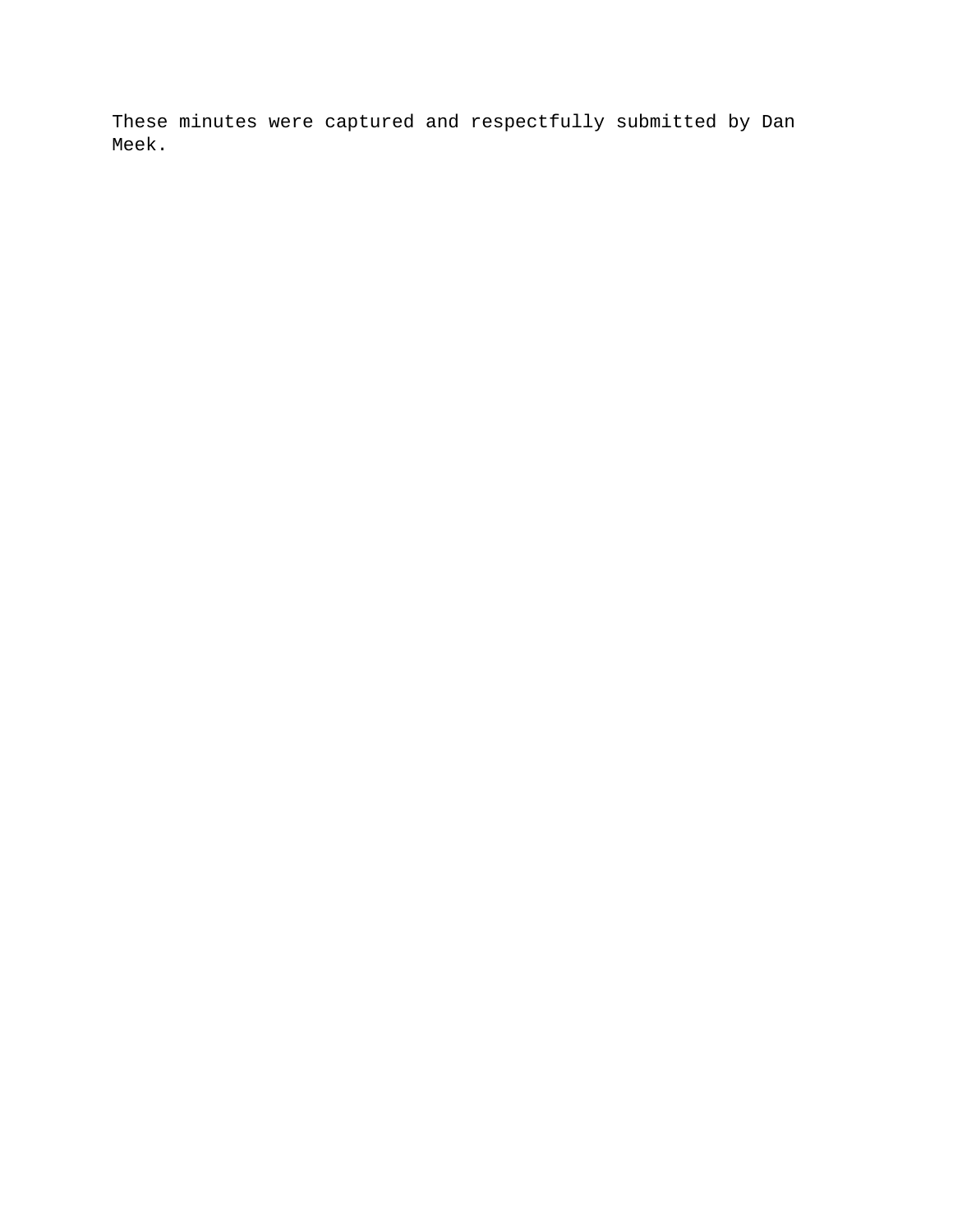These minutes were captured and respectfully submitted by Dan Meek.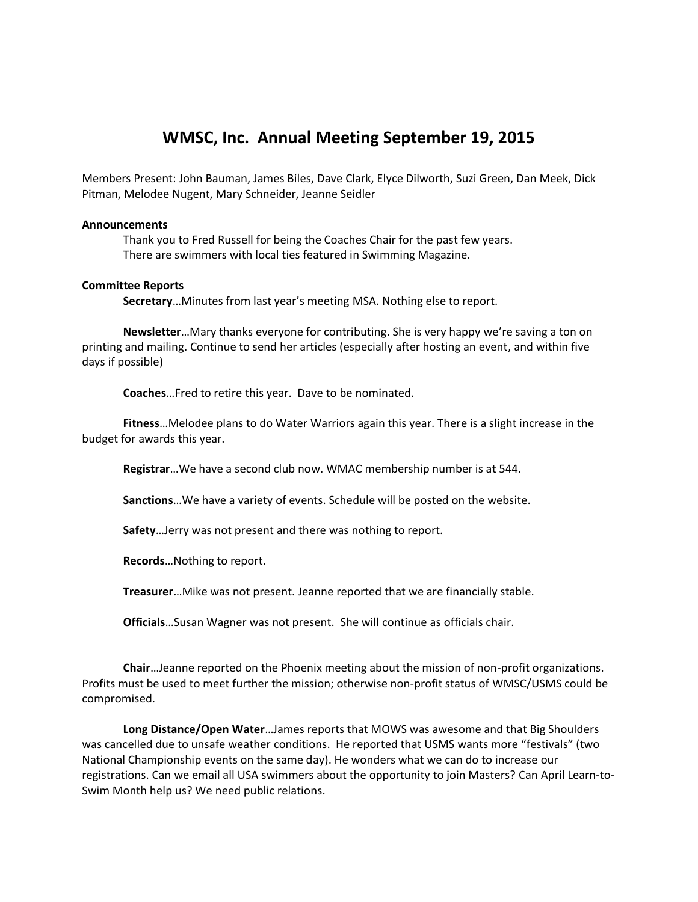# WMSC, Inc. Annual Meeting September 19, 2015

Members Present: John Bauman, James Biles, Dave Clark, Elyce Dilworth, Suzi Green, Dan Meek, Dick Pitman, Melodee Nugent, Mary Schneider, Jeanne Seidler

**Announcements**

Thank you to Fred Russell for being the Coaches Chair for the past few years.
There are swimmers with local ties featured in Swimming Magazine.

**Committee Reports**

**Secretary**…Minutes from last year's meeting MSA. Nothing else to report.

**Newsletter**…Mary thanks everyone for contributing. She is very happy we're saving a ton on printing and mailing. Continue to send her articles (especially after hosting an event, and within five days if possible)

**Coaches**…Fred to retire this year. Dave to be nominated.

**Fitness**…Melodee plans to do Water Warriors again this year. There is a slight increase in the budget for awards this year.

**Registrar**…We have a second club now. WMAC membership number is at 544.

**Sanctions**…We have a variety of events. Schedule will be posted on the website.

**Safety**…Jerry was not present and there was nothing to report.

**Records**…Nothing to report.

**Treasurer**…Mike was not present. Jeanne reported that we are financially stable.

**Officials**…Susan Wagner was not present. She will continue as officials chair.

**Chair**…Jeanne reported on the Phoenix meeting about the mission of non-profit organizations. Profits must be used to meet further the mission; otherwise non-profit status of WMSC/USMS could be compromised.

**Long Distance/Open Water**…James reports that MOWS was awesome and that Big Shoulders was cancelled due to unsafe weather conditions. He reported that USMS wants more "festivals" (two National Championship events on the same day). He wonders what we can do to increase our registrations. Can we email all USA swimmers about the opportunity to join Masters? Can April Learn-to-Swim Month help us? We need public relations.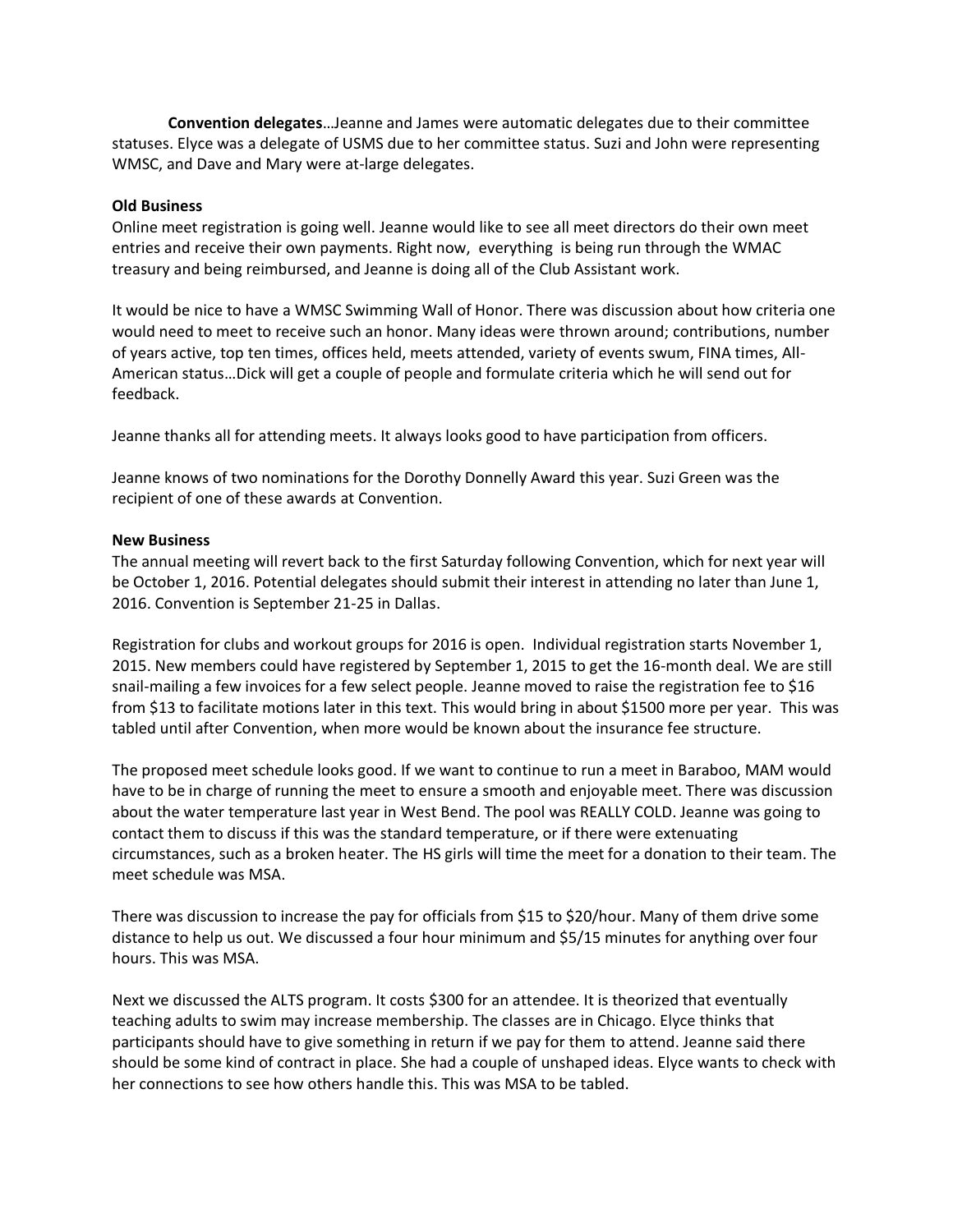**Convention delegates**…Jeanne and James were automatic delegates due to their committee statuses. Elyce was a delegate of USMS due to her committee status. Suzi and John were representing WMSC, and Dave and Mary were at-large delegates.

**Old Business**

Online meet registration is going well. Jeanne would like to see all meet directors do their own meet entries and receive their own payments. Right now, everything is being run through the WMAC treasury and being reimbursed, and Jeanne is doing all of the Club Assistant work.

It would be nice to have a WMSC Swimming Wall of Honor. There was discussion about how criteria one would need to meet to receive such an honor. Many ideas were thrown around; contributions, number of years active, top ten times, offices held, meets attended, variety of events swum, FINA times, All-American status…Dick will get a couple of people and formulate criteria which he will send out for feedback.

Jeanne thanks all for attending meets. It always looks good to have participation from officers.

Jeanne knows of two nominations for the Dorothy Donnelly Award this year. Suzi Green was the recipient of one of these awards at Convention.

**New Business**

The annual meeting will revert back to the first Saturday following Convention, which for next year will be October 1, 2016. Potential delegates should submit their interest in attending no later than June 1, 2016. Convention is September 21-25 in Dallas.

Registration for clubs and workout groups for 2016 is open. Individual registration starts November 1, 2015. New members could have registered by September 1, 2015 to get the 16-month deal. We are still snail-mailing a few invoices for a few select people. Jeanne moved to raise the registration fee to $16 from $13 to facilitate motions later in this text. This would bring in about $1500 more per year. This was tabled until after Convention, when more would be known about the insurance fee structure.

The proposed meet schedule looks good. If we want to continue to run a meet in Baraboo, MAM would have to be in charge of running the meet to ensure a smooth and enjoyable meet. There was discussion about the water temperature last year in West Bend. The pool was REALLY COLD. Jeanne was going to contact them to discuss if this was the standard temperature, or if there were extenuating circumstances, such as a broken heater. The HS girls will time the meet for a donation to their team. The meet schedule was MSA.

There was discussion to increase the pay for officials from $15 to $20/hour. Many of them drive some distance to help us out. We discussed a four hour minimum and $5/15 minutes for anything over four hours. This was MSA.

Next we discussed the ALTS program. It costs $300 for an attendee. It is theorized that eventually teaching adults to swim may increase membership. The classes are in Chicago. Elyce thinks that participants should have to give something in return if we pay for them to attend. Jeanne said there should be some kind of contract in place. She had a couple of unshaped ideas. Elyce wants to check with her connections to see how others handle this. This was MSA to be tabled.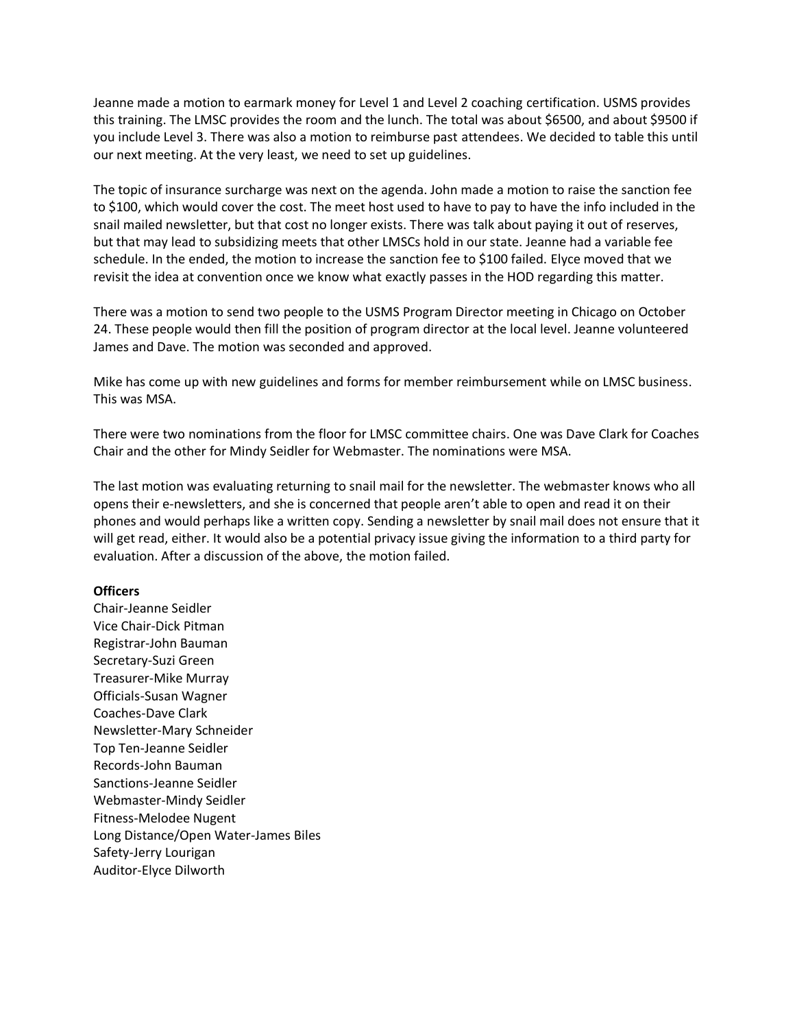Jeanne made a motion to earmark money for Level 1 and Level 2 coaching certification. USMS provides this training. The LMSC provides the room and the lunch. The total was about $6500, and about $9500 if you include Level 3. There was also a motion to reimburse past attendees. We decided to table this until our next meeting. At the very least, we need to set up guidelines.

The topic of insurance surcharge was next on the agenda. John made a motion to raise the sanction fee to $100, which would cover the cost. The meet host used to have to pay to have the info included in the snail mailed newsletter, but that cost no longer exists. There was talk about paying it out of reserves, but that may lead to subsidizing meets that other LMSCs hold in our state. Jeanne had a variable fee schedule. In the ended, the motion to increase the sanction fee to $100 failed. Elyce moved that we revisit the idea at convention once we know what exactly passes in the HOD regarding this matter.

There was a motion to send two people to the USMS Program Director meeting in Chicago on October 24. These people would then fill the position of program director at the local level. Jeanne volunteered James and Dave. The motion was seconded and approved.

Mike has come up with new guidelines and forms for member reimbursement while on LMSC business. This was MSA.

There were two nominations from the floor for LMSC committee chairs. One was Dave Clark for Coaches Chair and the other for Mindy Seidler for Webmaster. The nominations were MSA.

The last motion was evaluating returning to snail mail for the newsletter. The webmaster knows who all opens their e-newsletters, and she is concerned that people aren't able to open and read it on their phones and would perhaps like a written copy. Sending a newsletter by snail mail does not ensure that it will get read, either. It would also be a potential privacy issue giving the information to a third party for evaluation. After a discussion of the above, the motion failed.

**Officers**

Chair-Jeanne Seidler
Vice Chair-Dick Pitman
Registrar-John Bauman
Secretary-Suzi Green
Treasurer-Mike Murray
Officials-Susan Wagner
Coaches-Dave Clark
Newsletter-Mary Schneider
Top Ten-Jeanne Seidler
Records-John Bauman
Sanctions-Jeanne Seidler
Webmaster-Mindy Seidler
Fitness-Melodee Nugent
Long Distance/Open Water-James Biles
Safety-Jerry Lourigan
Auditor-Elyce Dilworth